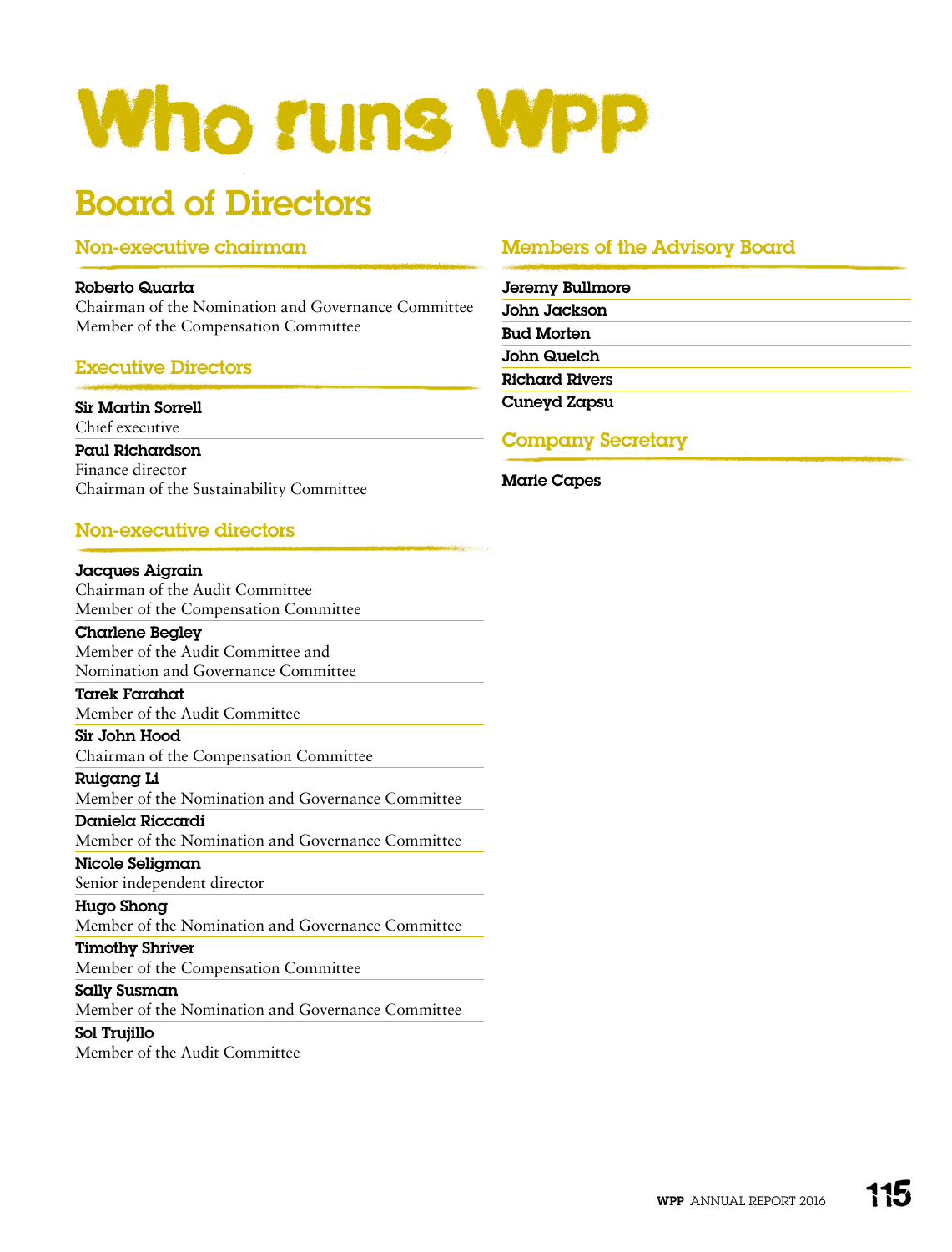# Who runs WPP

## Board of Directors

### Non-executive chairman

**Roberto Quarta**
Chairman of the Nomination and Governance Committee
Member of the Compensation Committee

### Executive Directors

**Sir Martin Sorrell**
Chief executive

**Paul Richardson**
Finance director
Chairman of the Sustainability Committee

### Non-executive directors

**Jacques Aigrain**
Chairman of the Audit Committee
Member of the Compensation Committee

**Charlene Begley**
Member of the Audit Committee and
Nomination and Governance Committee

**Tarek Farahat**
Member of the Audit Committee

**Sir John Hood**
Chairman of the Compensation Committee

**Ruigang Li**
Member of the Nomination and Governance Committee

**Daniela Riccardi**
Member of the Nomination and Governance Committee

**Nicole Seligman**
Senior independent director

**Hugo Shong**
Member of the Nomination and Governance Committee

**Timothy Shriver**
Member of the Compensation Committee

**Sally Susman**
Member of the Nomination and Governance Committee

**Sol Trujillo**
Member of the Audit Committee

### Members of the Advisory Board

**Jeremy Bullmore**
**John Jackson**
**Bud Morten**
**John Quelch**
**Richard Rivers**
**Cuneyd Zapsu**

### Company Secretary

**Marie Capes**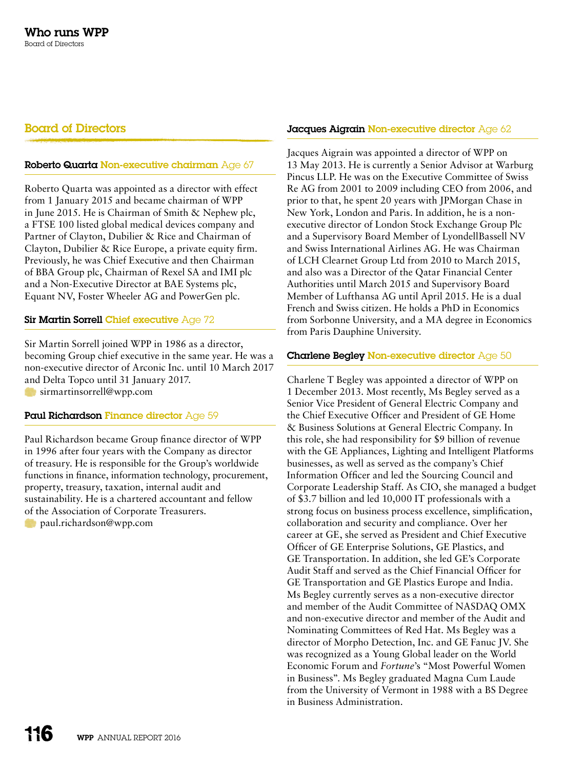## Board of Directors

### Roberto Quarta Non-executive chairman Age 67

Roberto Quarta was appointed as a director with effect from 1 January 2015 and became chairman of WPP in June 2015. He is Chairman of Smith & Nephew plc, a FTSE 100 listed global medical devices company and Partner of Clayton, Dubilier & Rice and Chairman of Clayton, Dubilier & Rice Europe, a private equity firm. Previously, he was Chief Executive and then Chairman of BBA Group plc, Chairman of Rexel SA and IMI plc and a Non-Executive Director at BAE Systems plc, Equant NV, Foster Wheeler AG and PowerGen plc.

### Sir Martin Sorrell Chief executive Age 72

Sir Martin Sorrell joined WPP in 1986 as a director, becoming Group chief executive in the same year. He was a non-executive director of Arconic Inc. until 10 March 2017 and Delta Topco until 31 January 2017.

sirmartinsorrell@wpp.com

### Paul Richardson Finance director Age 59

Paul Richardson became Group finance director of WPP in 1996 after four years with the Company as director of treasury. He is responsible for the Group's worldwide functions in finance, information technology, procurement, property, treasury, taxation, internal audit and sustainability. He is a chartered accountant and fellow of the Association of Corporate Treasurers.

paul.richardson@wpp.com

### Jacques Aigrain Non-executive director Age 62

Jacques Aigrain was appointed a director of WPP on 13 May 2013. He is currently a Senior Advisor at Warburg Pincus LLP. He was on the Executive Committee of Swiss Re AG from 2001 to 2009 including CEO from 2006, and prior to that, he spent 20 years with JPMorgan Chase in New York, London and Paris. In addition, he is a non-executive director of London Stock Exchange Group Plc and a Supervisory Board Member of LyondellBassell NV and Swiss International Airlines AG. He was Chairman of LCH Clearnet Group Ltd from 2010 to March 2015, and also was a Director of the Qatar Financial Center Authorities until March 2015 and Supervisory Board Member of Lufthansa AG until April 2015. He is a dual French and Swiss citizen. He holds a PhD in Economics from Sorbonne University, and a MA degree in Economics from Paris Dauphine University.

### Charlene Begley Non-executive director Age 50

Charlene T Begley was appointed a director of WPP on 1 December 2013. Most recently, Ms Begley served as a Senior Vice President of General Electric Company and the Chief Executive Officer and President of GE Home & Business Solutions at General Electric Company. In this role, she had responsibility for $9 billion of revenue with the GE Appliances, Lighting and Intelligent Platforms businesses, as well as served as the company's Chief Information Officer and led the Sourcing Council and Corporate Leadership Staff. As CIO, she managed a budget of $3.7 billion and led 10,000 IT professionals with a strong focus on business process excellence, simplification, collaboration and security and compliance. Over her career at GE, she served as President and Chief Executive Officer of GE Enterprise Solutions, GE Plastics, and GE Transportation. In addition, she led GE's Corporate Audit Staff and served as the Chief Financial Officer for GE Transportation and GE Plastics Europe and India. Ms Begley currently serves as a non-executive director and member of the Audit Committee of NASDAQ OMX and non-executive director and member of the Audit and Nominating Committees of Red Hat. Ms Begley was a director of Morpho Detection, Inc. and GE Fanuc JV. She was recognized as a Young Global leader on the World Economic Forum and *Fortune*'s "Most Powerful Women in Business". Ms Begley graduated Magna Cum Laude from the University of Vermont in 1988 with a BS Degree in Business Administration.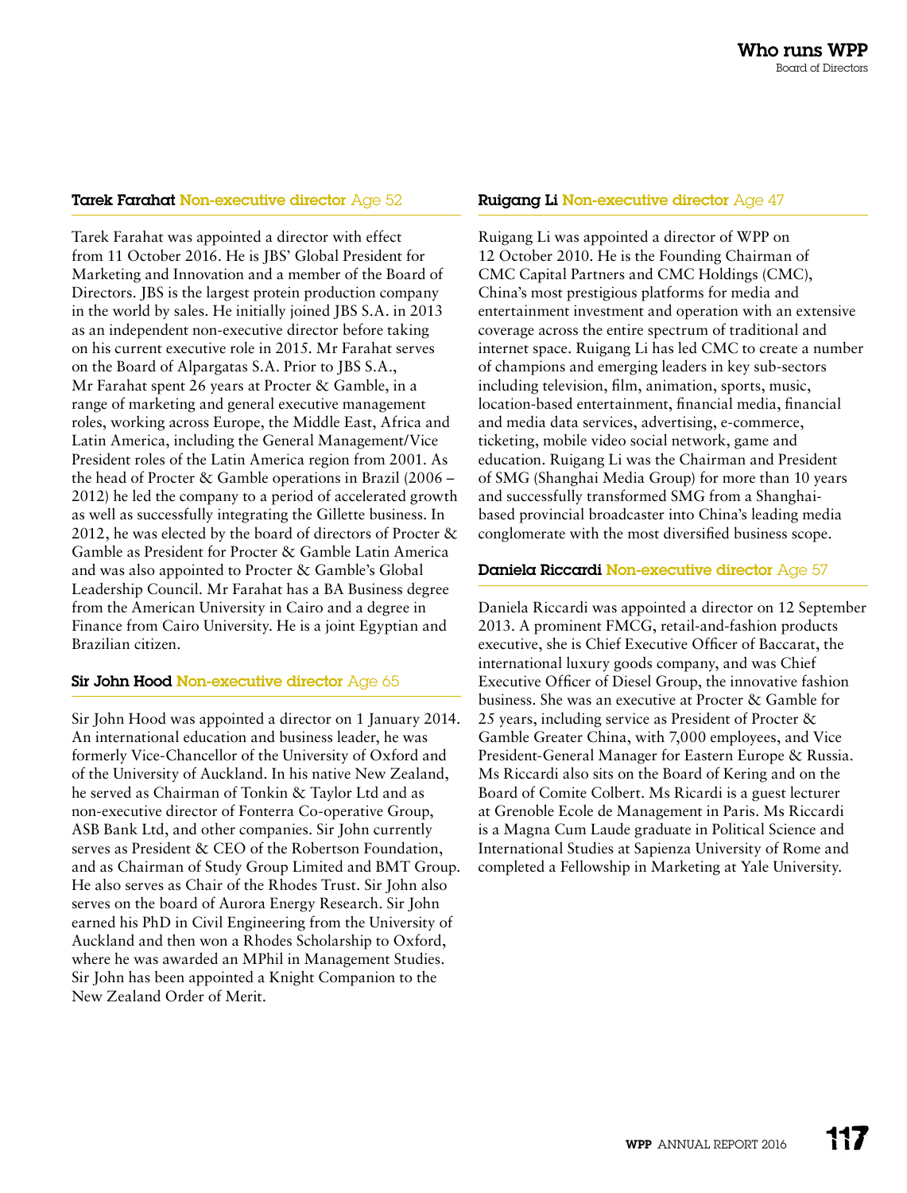### Tarek Farahat Non-executive director Age 52

Tarek Farahat was appointed a director with effect from 11 October 2016. He is JBS' Global President for Marketing and Innovation and a member of the Board of Directors. JBS is the largest protein production company in the world by sales. He initially joined JBS S.A. in 2013 as an independent non-executive director before taking on his current executive role in 2015. Mr Farahat serves on the Board of Alpargatas S.A. Prior to JBS S.A., Mr Farahat spent 26 years at Procter & Gamble, in a range of marketing and general executive management roles, working across Europe, the Middle East, Africa and Latin America, including the General Management/Vice President roles of the Latin America region from 2001. As the head of Procter & Gamble operations in Brazil (2006 – 2012) he led the company to a period of accelerated growth as well as successfully integrating the Gillette business. In 2012, he was elected by the board of directors of Procter & Gamble as President for Procter & Gamble Latin America and was also appointed to Procter & Gamble's Global Leadership Council. Mr Farahat has a BA Business degree from the American University in Cairo and a degree in Finance from Cairo University. He is a joint Egyptian and Brazilian citizen.

### Sir John Hood Non-executive director Age 65

Sir John Hood was appointed a director on 1 January 2014. An international education and business leader, he was formerly Vice-Chancellor of the University of Oxford and of the University of Auckland. In his native New Zealand, he served as Chairman of Tonkin & Taylor Ltd and as non-executive director of Fonterra Co-operative Group, ASB Bank Ltd, and other companies. Sir John currently serves as President & CEO of the Robertson Foundation, and as Chairman of Study Group Limited and BMT Group. He also serves as Chair of the Rhodes Trust. Sir John also serves on the board of Aurora Energy Research. Sir John earned his PhD in Civil Engineering from the University of Auckland and then won a Rhodes Scholarship to Oxford, where he was awarded an MPhil in Management Studies. Sir John has been appointed a Knight Companion to the New Zealand Order of Merit.

### Ruigang Li Non-executive director Age 47

Ruigang Li was appointed a director of WPP on 12 October 2010. He is the Founding Chairman of CMC Capital Partners and CMC Holdings (CMC), China's most prestigious platforms for media and entertainment investment and operation with an extensive coverage across the entire spectrum of traditional and internet space. Ruigang Li has led CMC to create a number of champions and emerging leaders in key sub-sectors including television, film, animation, sports, music, location-based entertainment, financial media, financial and media data services, advertising, e-commerce, ticketing, mobile video social network, game and education. Ruigang Li was the Chairman and President of SMG (Shanghai Media Group) for more than 10 years and successfully transformed SMG from a Shanghai-based provincial broadcaster into China's leading media conglomerate with the most diversified business scope.

### Daniela Riccardi Non-executive director Age 57

Daniela Riccardi was appointed a director on 12 September 2013. A prominent FMCG, retail-and-fashion products executive, she is Chief Executive Officer of Baccarat, the international luxury goods company, and was Chief Executive Officer of Diesel Group, the innovative fashion business. She was an executive at Procter & Gamble for 25 years, including service as President of Procter & Gamble Greater China, with 7,000 employees, and Vice President-General Manager for Eastern Europe & Russia. Ms Riccardi also sits on the Board of Kering and on the Board of Comite Colbert. Ms Ricardi is a guest lecturer at Grenoble Ecole de Management in Paris. Ms Riccardi is a Magna Cum Laude graduate in Political Science and International Studies at Sapienza University of Rome and completed a Fellowship in Marketing at Yale University.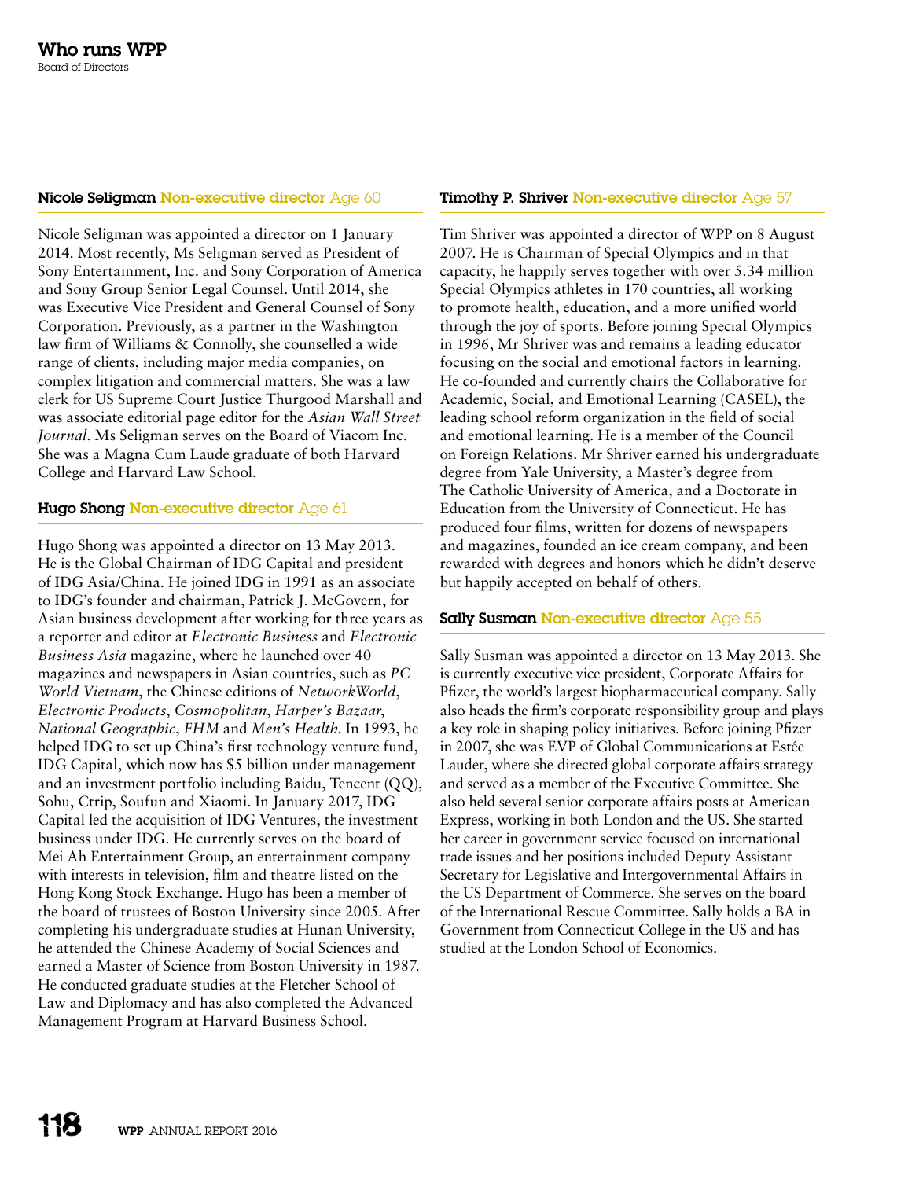# Who runs WPP

Board of Directors

### Nicole Seligman Non-executive director Age 60

Nicole Seligman was appointed a director on 1 January 2014. Most recently, Ms Seligman served as President of Sony Entertainment, Inc. and Sony Corporation of America and Sony Group Senior Legal Counsel. Until 2014, she was Executive Vice President and General Counsel of Sony Corporation. Previously, as a partner in the Washington law firm of Williams & Connolly, she counselled a wide range of clients, including major media companies, on complex litigation and commercial matters. She was a law clerk for US Supreme Court Justice Thurgood Marshall and was associate editorial page editor for the *Asian Wall Street Journal*. Ms Seligman serves on the Board of Viacom Inc. She was a Magna Cum Laude graduate of both Harvard College and Harvard Law School.

### Hugo Shong Non-executive director Age 61

Hugo Shong was appointed a director on 13 May 2013. He is the Global Chairman of IDG Capital and president of IDG Asia/China. He joined IDG in 1991 as an associate to IDG's founder and chairman, Patrick J. McGovern, for Asian business development after working for three years as a reporter and editor at *Electronic Business* and *Electronic Business Asia* magazine, where he launched over 40 magazines and newspapers in Asian countries, such as *PC World Vietnam*, the Chinese editions of *NetworkWorld*, *Electronic Products*, *Cosmopolitan*, *Harper's Bazaar*, *National Geographic*, *FHM* and *Men's Health*. In 1993, he helped IDG to set up China's first technology venture fund, IDG Capital, which now has $5 billion under management and an investment portfolio including Baidu, Tencent (QQ), Sohu, Ctrip, Soufun and Xiaomi. In January 2017, IDG Capital led the acquisition of IDG Ventures, the investment business under IDG. He currently serves on the board of Mei Ah Entertainment Group, an entertainment company with interests in television, film and theatre listed on the Hong Kong Stock Exchange. Hugo has been a member of the board of trustees of Boston University since 2005. After completing his undergraduate studies at Hunan University, he attended the Chinese Academy of Social Sciences and earned a Master of Science from Boston University in 1987. He conducted graduate studies at the Fletcher School of Law and Diplomacy and has also completed the Advanced Management Program at Harvard Business School.

### Timothy P. Shriver Non-executive director Age 57

Tim Shriver was appointed a director of WPP on 8 August 2007. He is Chairman of Special Olympics and in that capacity, he happily serves together with over 5.34 million Special Olympics athletes in 170 countries, all working to promote health, education, and a more unified world through the joy of sports. Before joining Special Olympics in 1996, Mr Shriver was and remains a leading educator focusing on the social and emotional factors in learning. He co-founded and currently chairs the Collaborative for Academic, Social, and Emotional Learning (CASEL), the leading school reform organization in the field of social and emotional learning. He is a member of the Council on Foreign Relations. Mr Shriver earned his undergraduate degree from Yale University, a Master's degree from The Catholic University of America, and a Doctorate in Education from the University of Connecticut. He has produced four films, written for dozens of newspapers and magazines, founded an ice cream company, and been rewarded with degrees and honors which he didn't deserve but happily accepted on behalf of others.

### Sally Susman Non-executive director Age 55

Sally Susman was appointed a director on 13 May 2013. She is currently executive vice president, Corporate Affairs for Pfizer, the world's largest biopharmaceutical company. Sally also heads the firm's corporate responsibility group and plays a key role in shaping policy initiatives. Before joining Pfizer in 2007, she was EVP of Global Communications at Estée Lauder, where she directed global corporate affairs strategy and served as a member of the Executive Committee. She also held several senior corporate affairs posts at American Express, working in both London and the US. She started her career in government service focused on international trade issues and her positions included Deputy Assistant Secretary for Legislative and Intergovernmental Affairs in the US Department of Commerce. She serves on the board of the International Rescue Committee. Sally holds a BA in Government from Connecticut College in the US and has studied at the London School of Economics.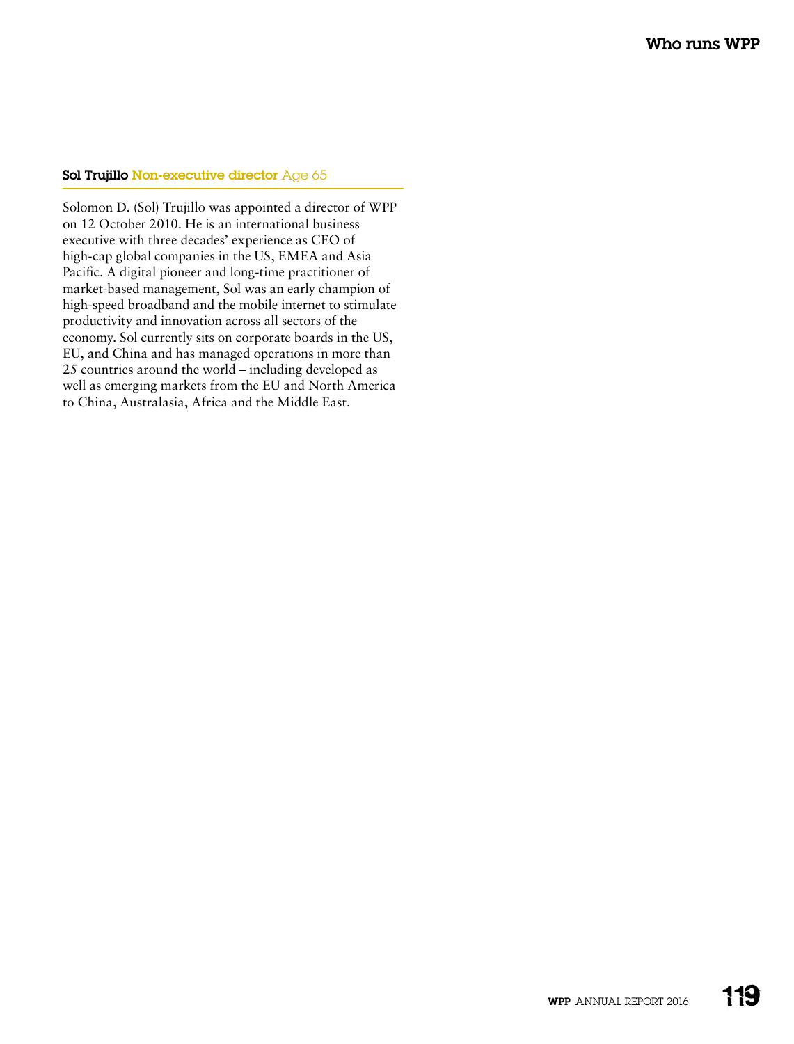**Sol Trujillo** Non-executive director Age 65

Solomon D. (Sol) Trujillo was appointed a director of WPP on 12 October 2010. He is an international business executive with three decades' experience as CEO of high-cap global companies in the US, EMEA and Asia Pacific. A digital pioneer and long-time practitioner of market-based management, Sol was an early champion of high-speed broadband and the mobile internet to stimulate productivity and innovation across all sectors of the economy. Sol currently sits on corporate boards in the US, EU, and China and has managed operations in more than 25 countries around the world – including developed as well as emerging markets from the EU and North America to China, Australasia, Africa and the Middle East.